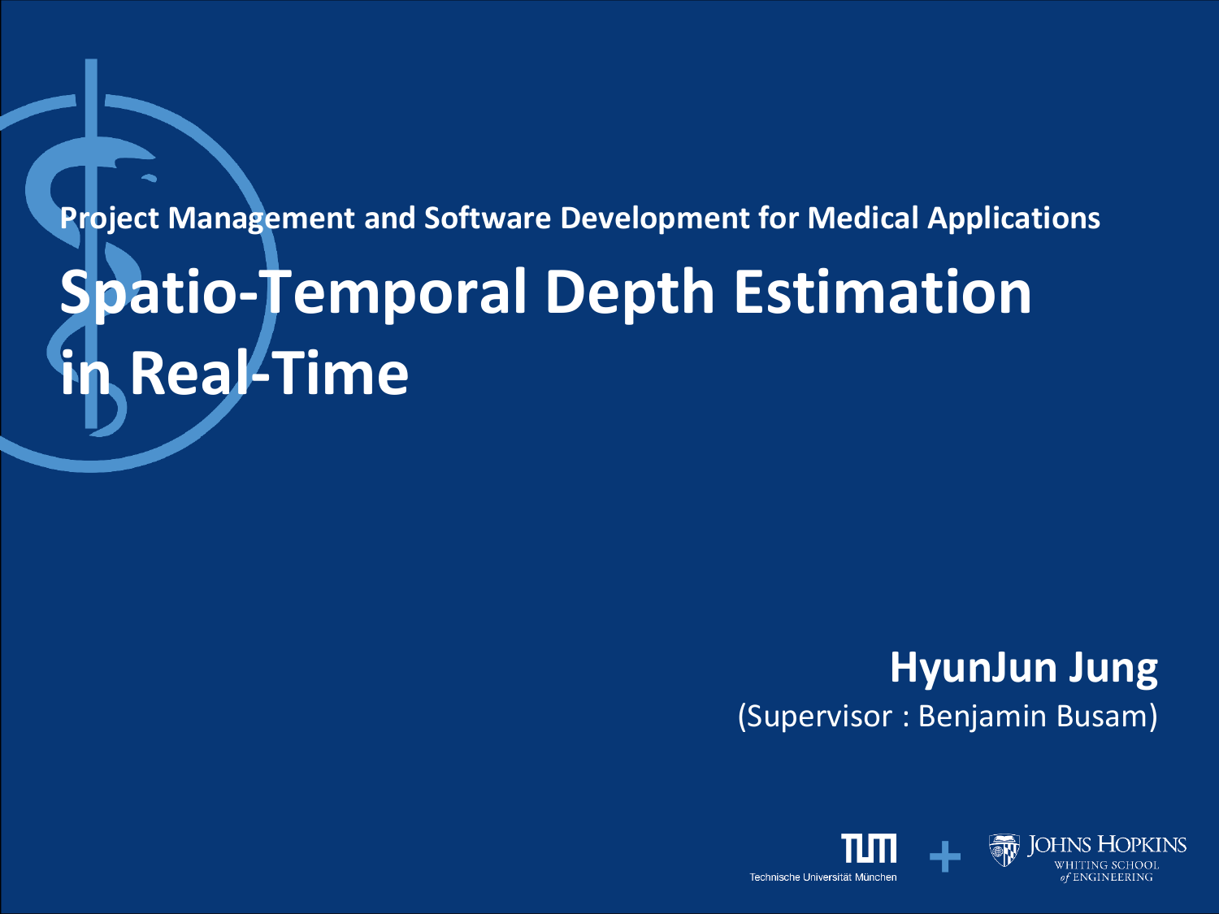**Project Management and Software Development for Medical Applications**

# Spatio-Temporal Depth Estimation in Real-Time

**HyunJun Jung**

(Supervisor : Benjamin Busam)

Technische Universität München + Johns Hopkins Whiting School of Engineering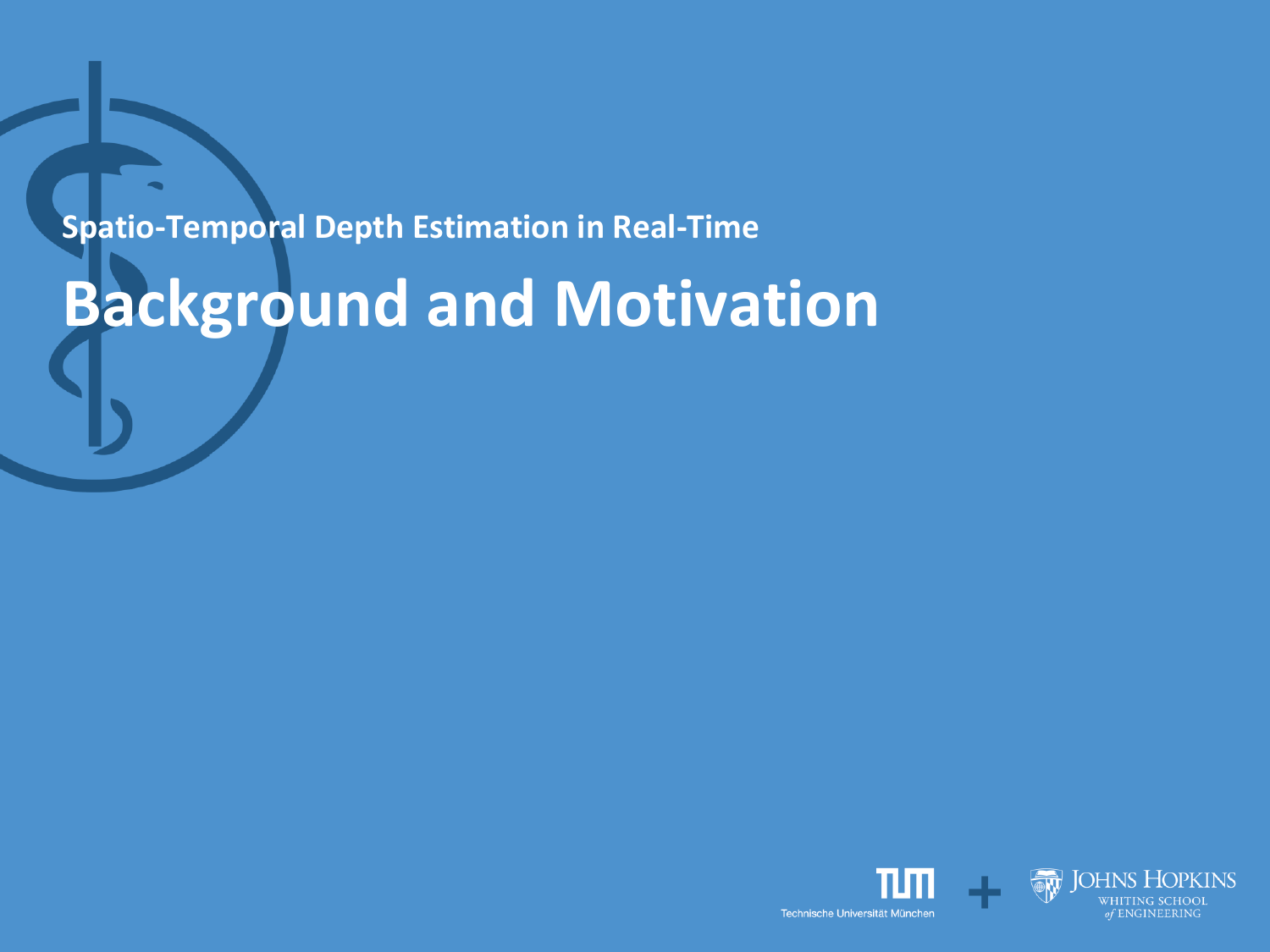Spatio-Temporal Depth Estimation in Real-Time

# Background and Motivation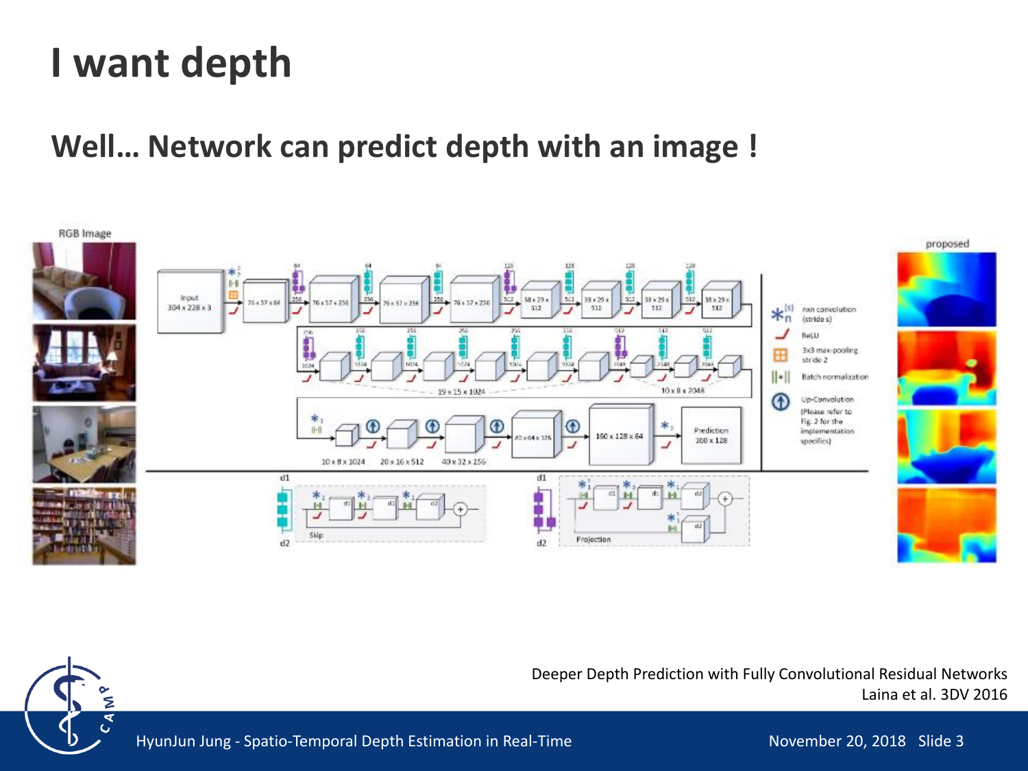# I want depth

## Well... Network can predict depth with an image !

Deeper Depth Prediction with Fully Convolutional Residual Networks
Laina et al. 3DV 2016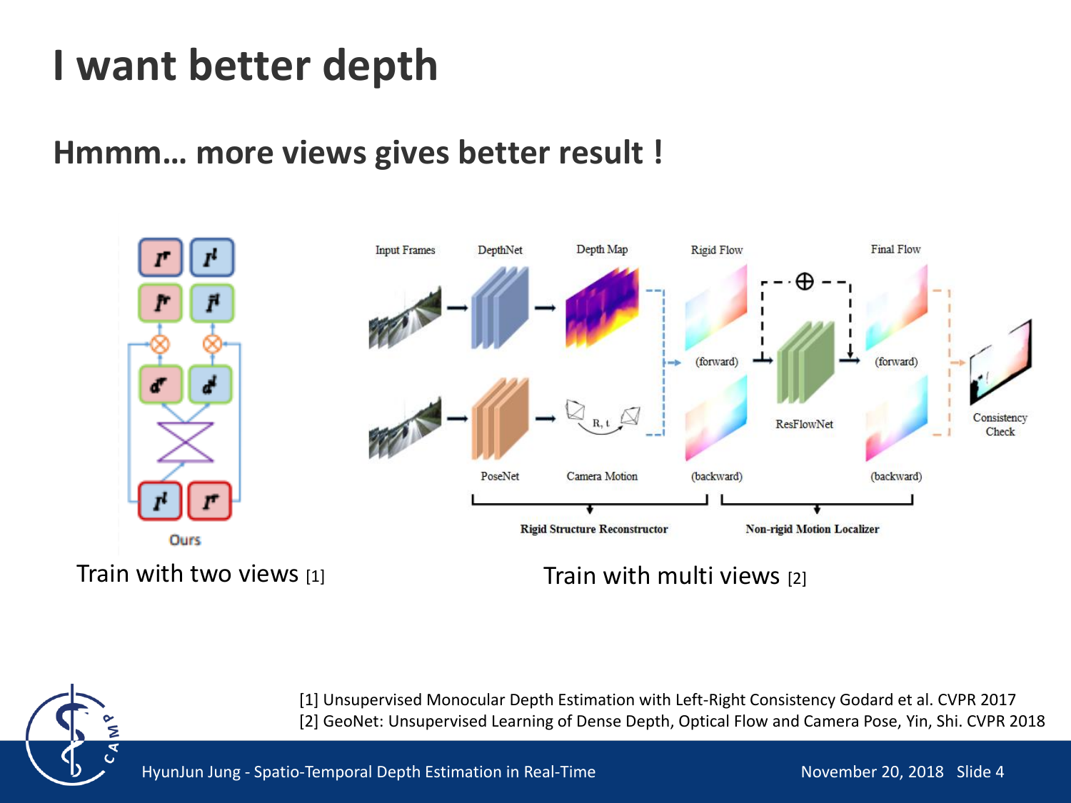# I want better depth

## Hmmm… more views gives better result !

Train with two views [1]

Train with multi views [2]

[1] Unsupervised Monocular Depth Estimation with Left-Right Consistency Godard et al. CVPR 2017
[2] GeoNet: Unsupervised Learning of Dense Depth, Optical Flow and Camera Pose, Yin, Shi. CVPR 2018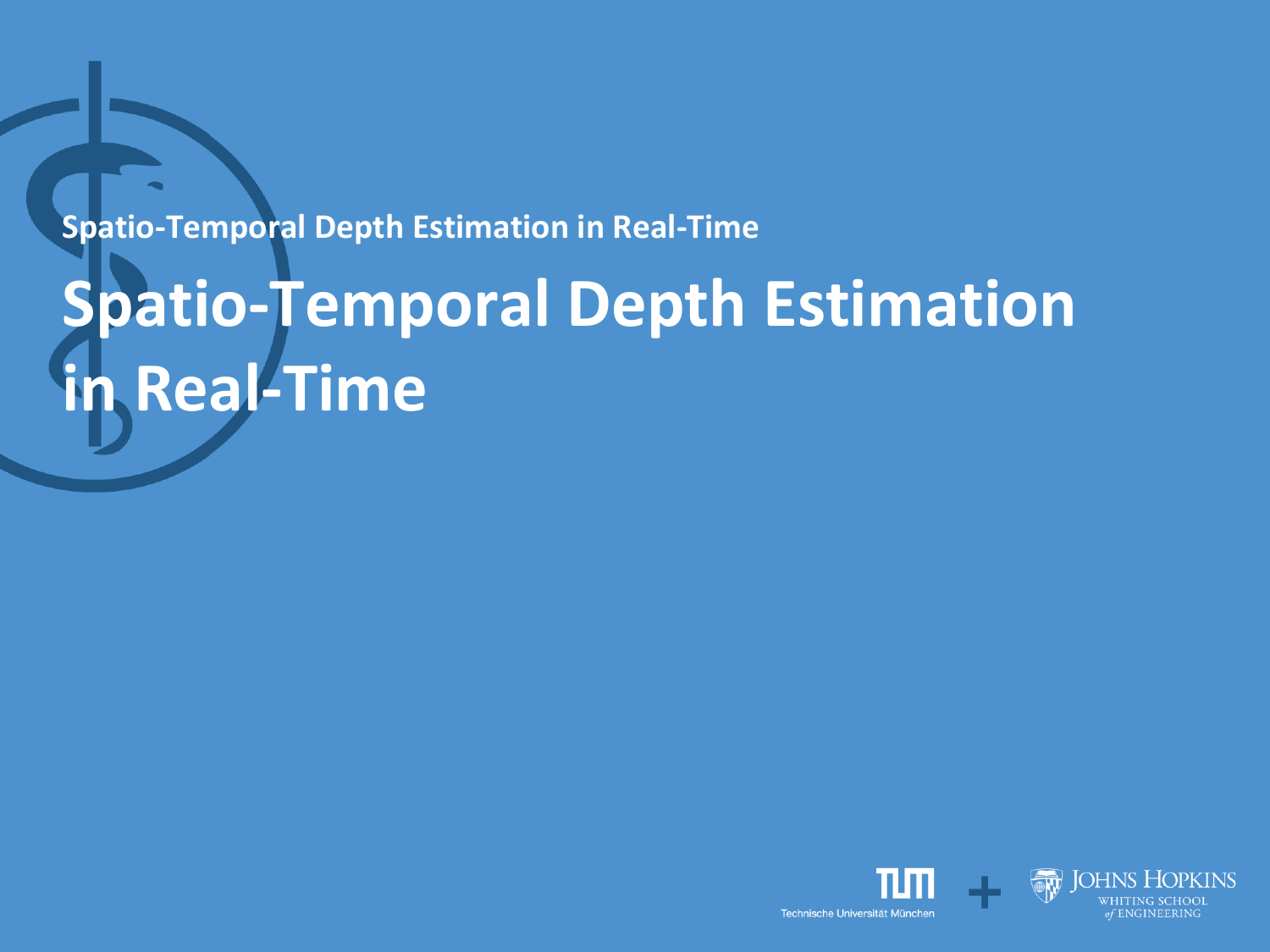Spatio-Temporal Depth Estimation in Real-Time

# Spatio-Temporal Depth Estimation in Real-Time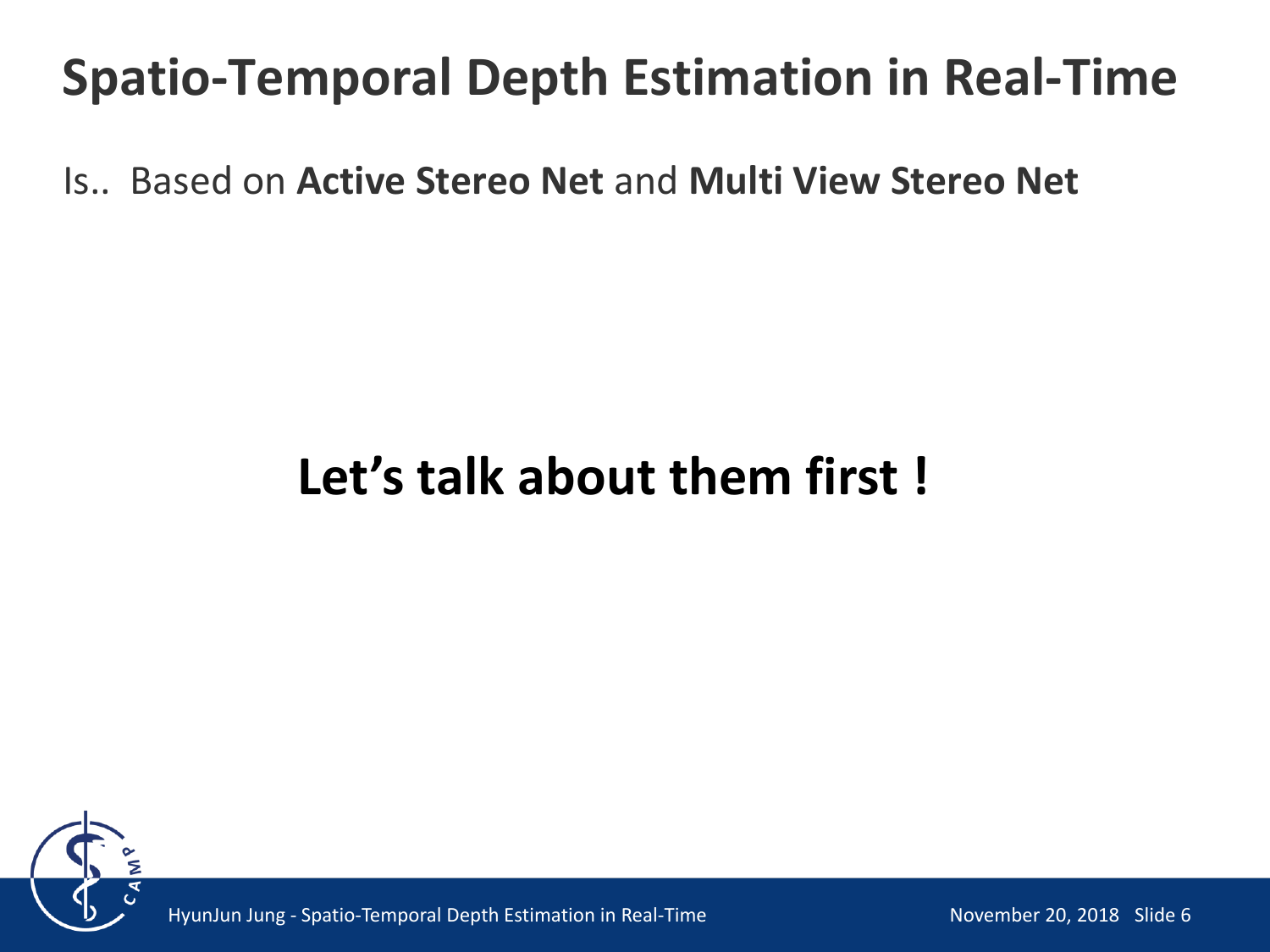# Spatio-Temporal Depth Estimation in Real-Time

Is.. Based on **Active Stereo Net** and **Multi View Stereo Net**

**Let's talk about them first !**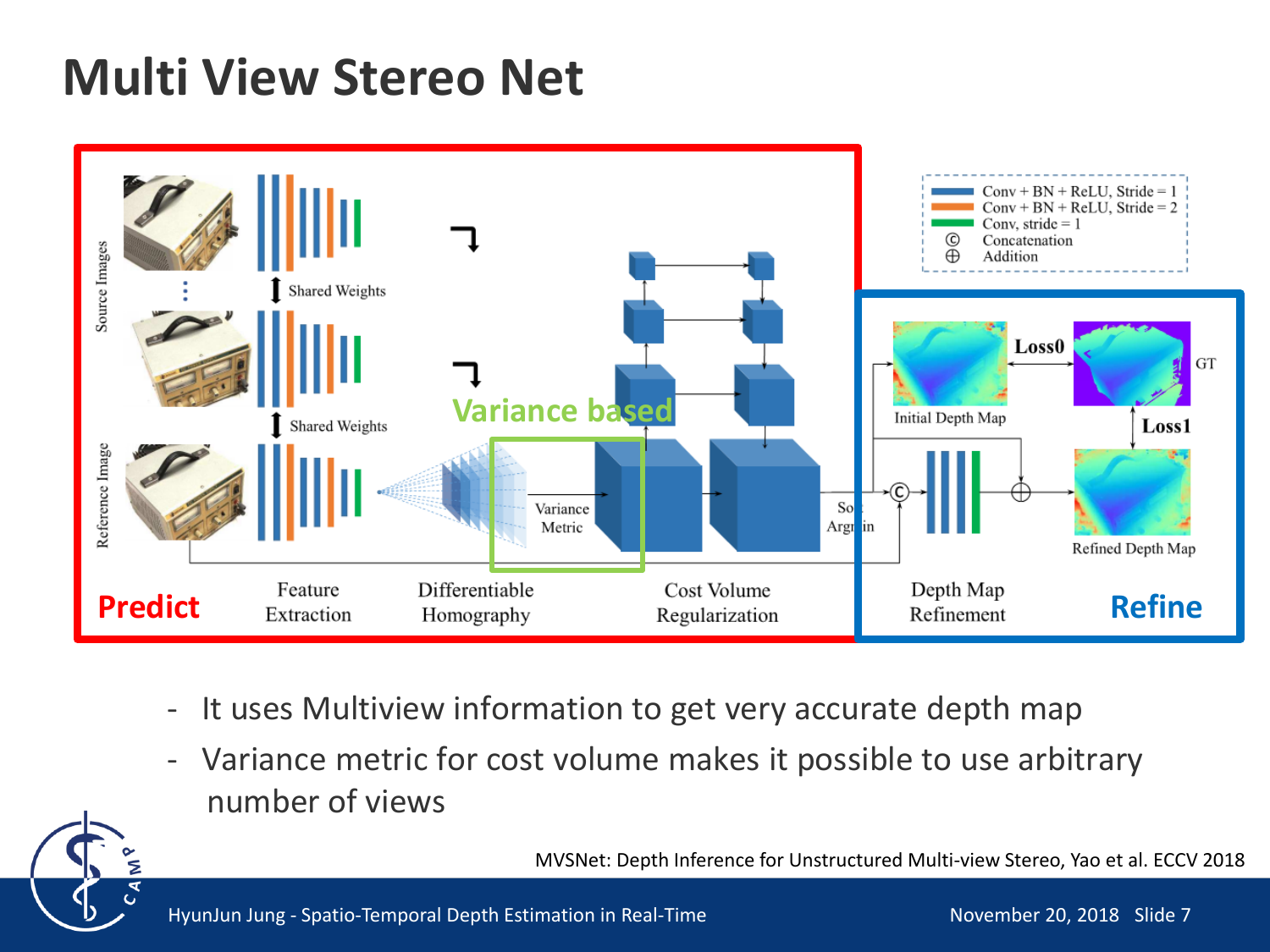# Multi View Stereo Net

Predict

Feature Extraction

Differentiable Homography

Variance based

Variance Metric

Cost Volume Regularization

Depth Map Refinement

Refine

- It uses Multiview information to get very accurate depth map
- Variance metric for cost volume makes it possible to use arbitrary number of views

MVSNet: Depth Inference for Unstructured Multi-view Stereo, Yao et al. ECCV 2018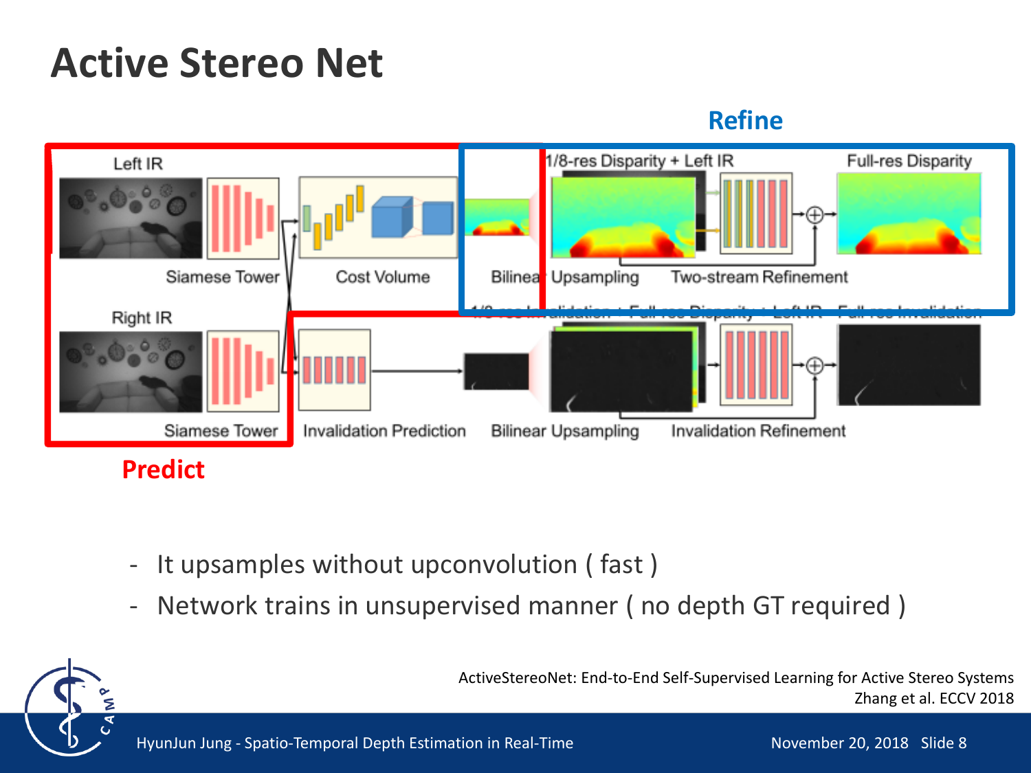# Active Stereo Net

Refine

Left IR | Siamese Tower | Cost Volume | Bilinear Upsampling | 1/8-res Disparity + Left IR | Two-stream Refinement | Full-res Disparity

Right IR | Siamese Tower | Invalidation Prediction | Bilinear Upsampling | 1/8-res Invalidation + Full-res Disparity + Left IR | Invalidation Refinement | Full-res Invalidation

Predict

- It upsamples without upconvolution ( fast )
- Network trains in unsupervised manner ( no depth GT required )

ActiveStereoNet: End-to-End Self-Supervised Learning for Active Stereo Systems
Zhang et al. ECCV 2018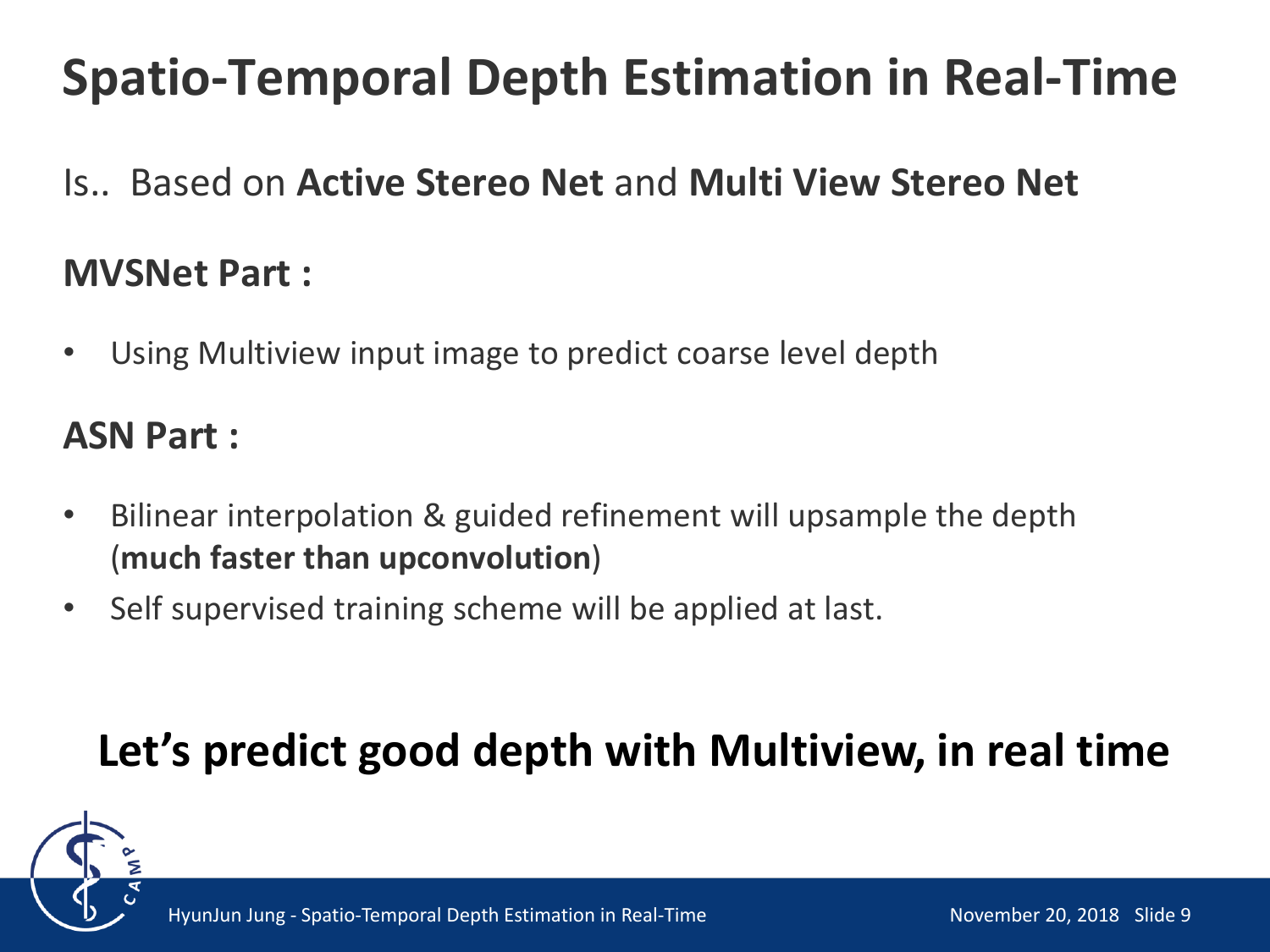# Spatio-Temporal Depth Estimation in Real-Time

Is.. Based on **Active Stereo Net** and **Multi View Stereo Net**

**MVSNet Part :**

- Using Multiview input image to predict coarse level depth

**ASN Part :**

- Bilinear interpolation & guided refinement will upsample the depth (**much faster than upconvolution**)
- Self supervised training scheme will be applied at last.

**Let's predict good depth with Multiview, in real time**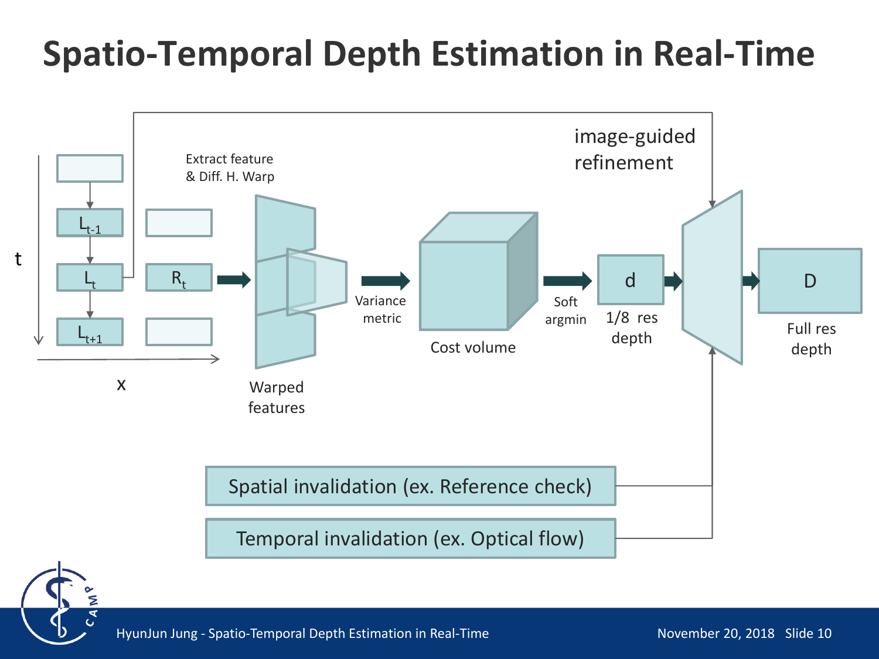# Spatio-Temporal Depth Estimation in Real-Time

t

x

$L_{t-1}$

$L_t$

$L_{t+1}$

$R_t$

Extract feature & Diff. H. Warp

Warped features

Variance metric

Cost volume

Soft argmin

d

1/8 res depth

image-guided refinement

D

Full res depth

Spatial invalidation (ex. Reference check)

Temporal invalidation (ex. Optical flow)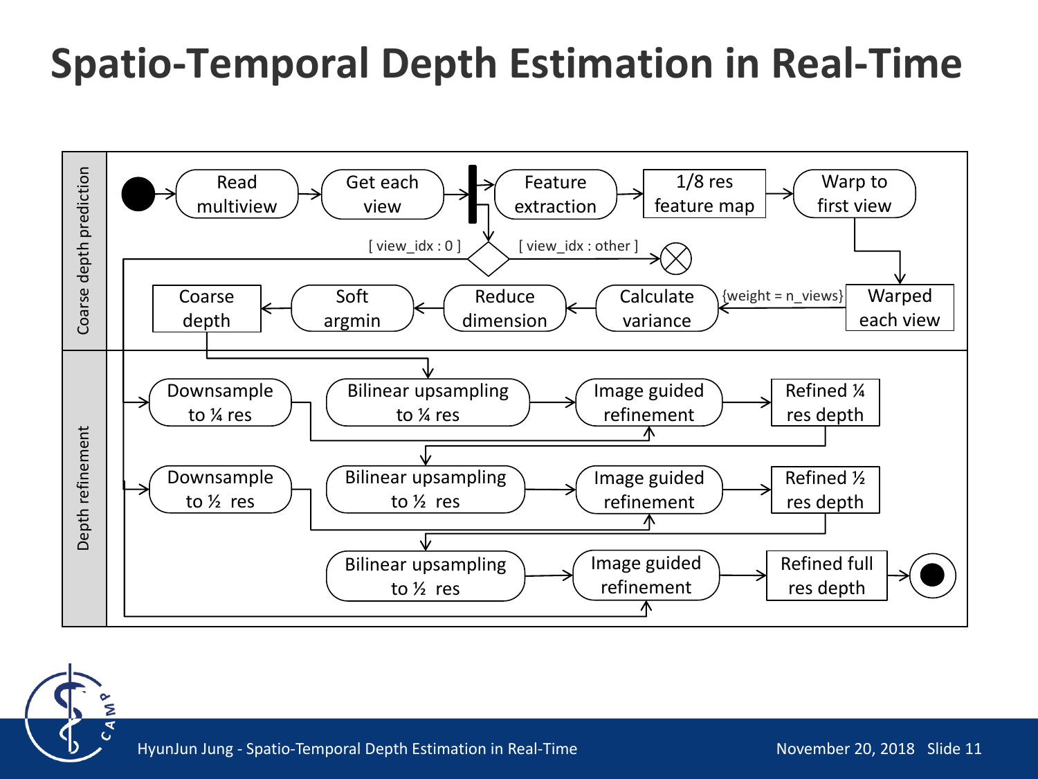# Spatio-Temporal Depth Estimation in Real-Time

**Coarse depth prediction**

- Read multiview
- Get each view
- Feature extraction
- 1/8 res feature map
- Warp to first view
- Warped each view
- {weight = n_views}
- Calculate variance
- Reduce dimension
- Soft argmin
- Coarse depth
- [ view_idx : 0 ]
- [ view_idx : other ]

**Depth refinement**

- Downsample to ¼ res
- Bilinear upsampling to ¼ res
- Image guided refinement
- Refined ¼ res depth
- Downsample to ½ res
- Bilinear upsampling to ½ res
- Image guided refinement
- Refined ½ res depth
- Bilinear upsampling to ½ res
- Image guided refinement
- Refined full res depth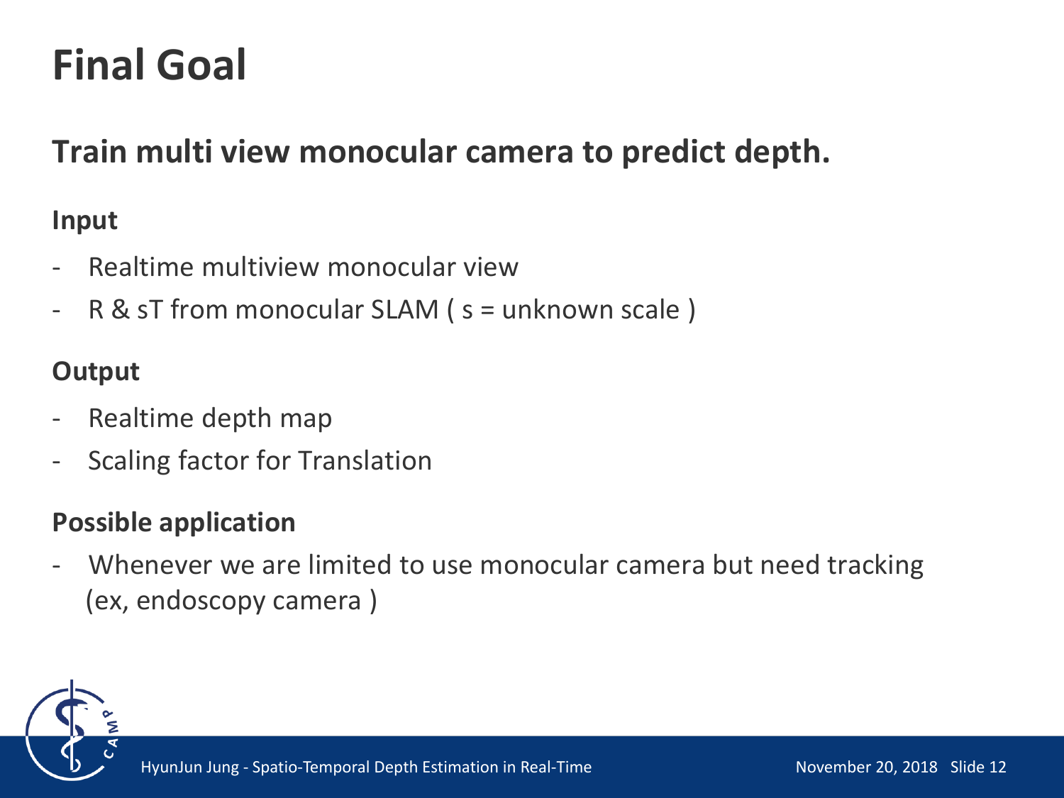# Final Goal

## Train multi view monocular camera to predict depth.

### Input

- Realtime multiview monocular view
- R & sT from monocular SLAM ( s = unknown scale )

### Output

- Realtime depth map
- Scaling factor for Translation

### Possible application

- Whenever we are limited to use monocular camera but need tracking (ex, endoscopy camera )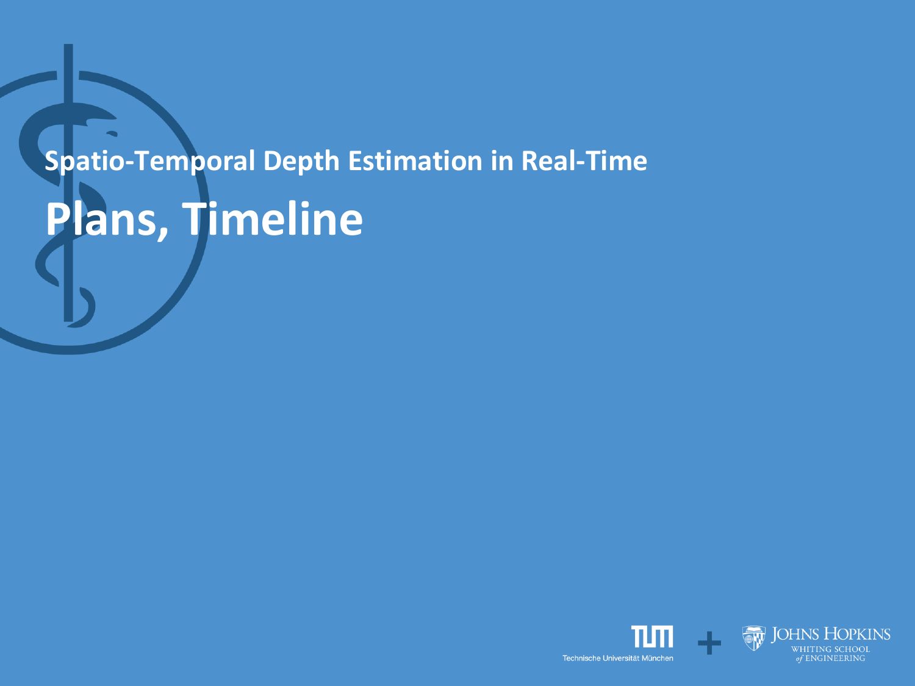## Spatio-Temporal Depth Estimation in Real-Time

# Plans, Timeline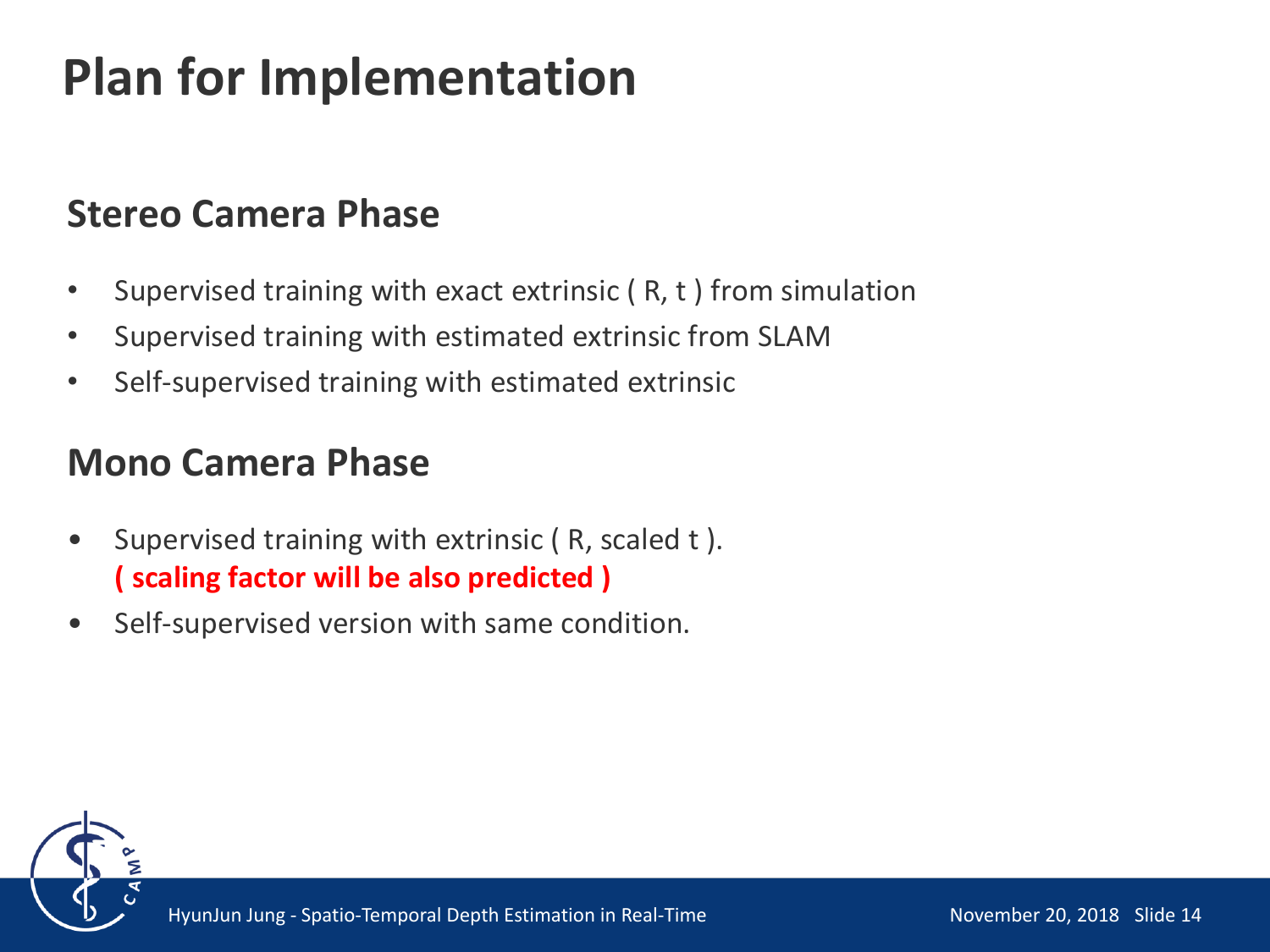# Plan for Implementation

## Stereo Camera Phase

- Supervised training with exact extrinsic ( R, t ) from simulation
- Supervised training with estimated extrinsic from SLAM
- Self-supervised training with estimated extrinsic

## Mono Camera Phase

- Supervised training with extrinsic ( R, scaled t ).
  **( scaling factor will be also predicted )**
- Self-supervised version with same condition.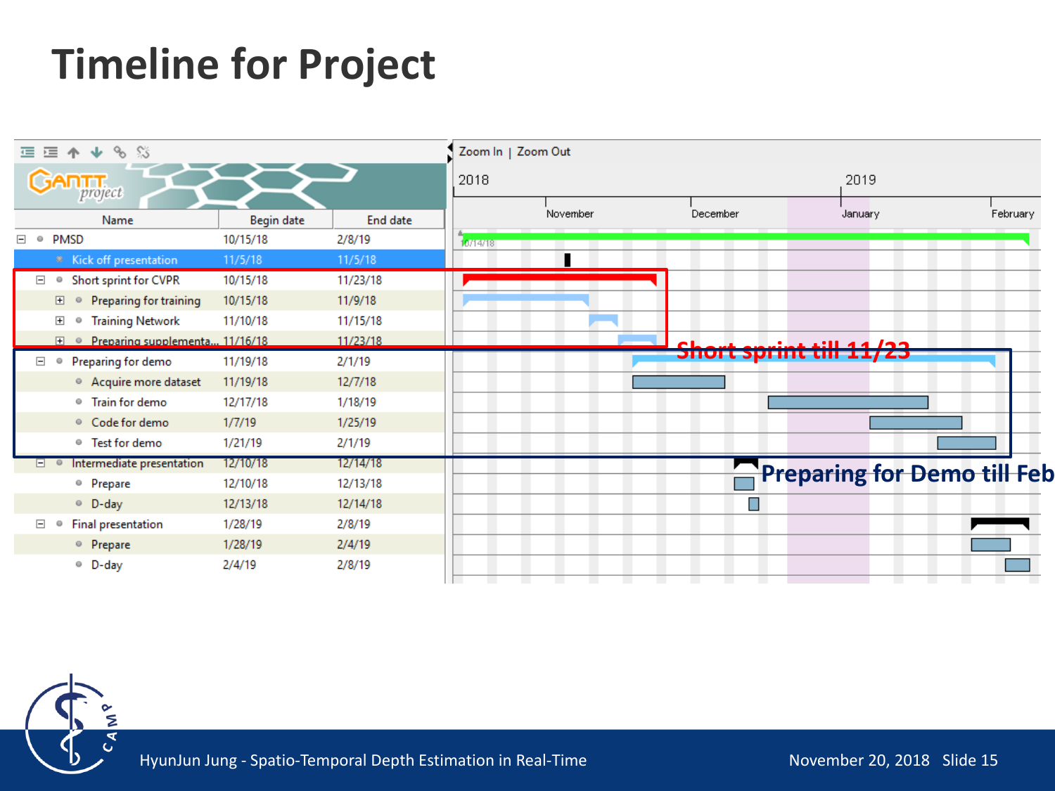# Timeline for Project

| Name | Begin date | End date |
|---|---|---|
| PMSD | 10/15/18 | 2/8/19 |
| Kick off presentation | 11/5/18 | 11/5/18 |
| Short sprint for CVPR | 10/15/18 | 11/23/18 |
| Preparing for training | 10/15/18 | 11/9/18 |
| Training Network | 11/10/18 | 11/15/18 |
| Preparing supplementa... | 11/16/18 | 11/23/18 |
| Preparing for demo | 11/19/18 | 2/1/19 |
| Acquire more dataset | 11/19/18 | 12/7/18 |
| Train for demo | 12/17/18 | 1/18/19 |
| Code for demo | 1/7/19 | 1/25/19 |
| Test for demo | 1/21/19 | 2/1/19 |
| Intermediate presentation | 12/10/18 | 12/14/18 |
| Prepare | 12/10/18 | 12/13/18 |
| D-day | 12/13/18 | 12/14/18 |
| Final presentation | 1/28/19 | 2/8/19 |
| Prepare | 1/28/19 | 2/4/19 |
| D-day | 2/4/19 | 2/8/19 |

**Short sprint till 11/23**

**Preparing for Demo till Feb**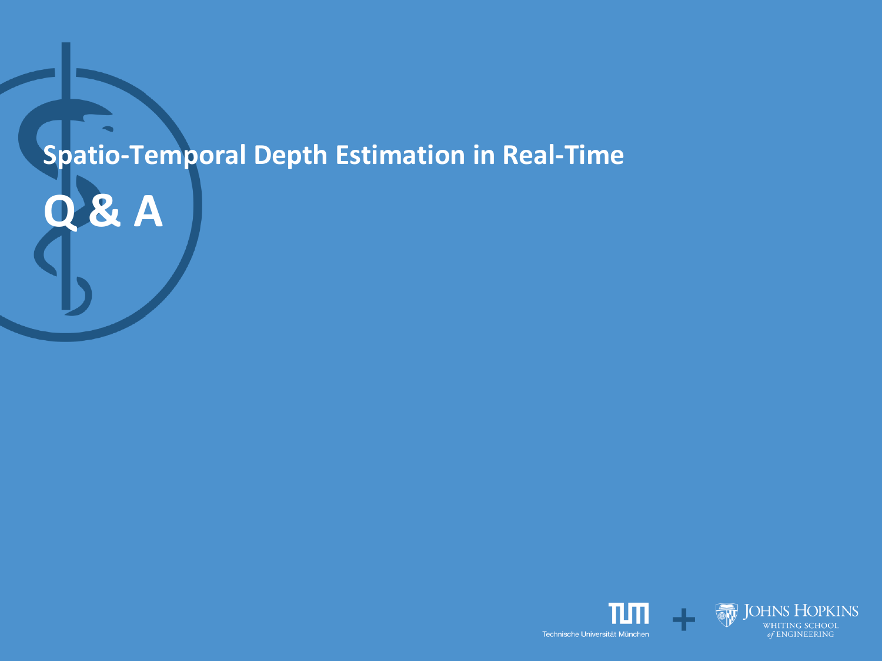## Spatio-Temporal Depth Estimation in Real-Time

# Q & A